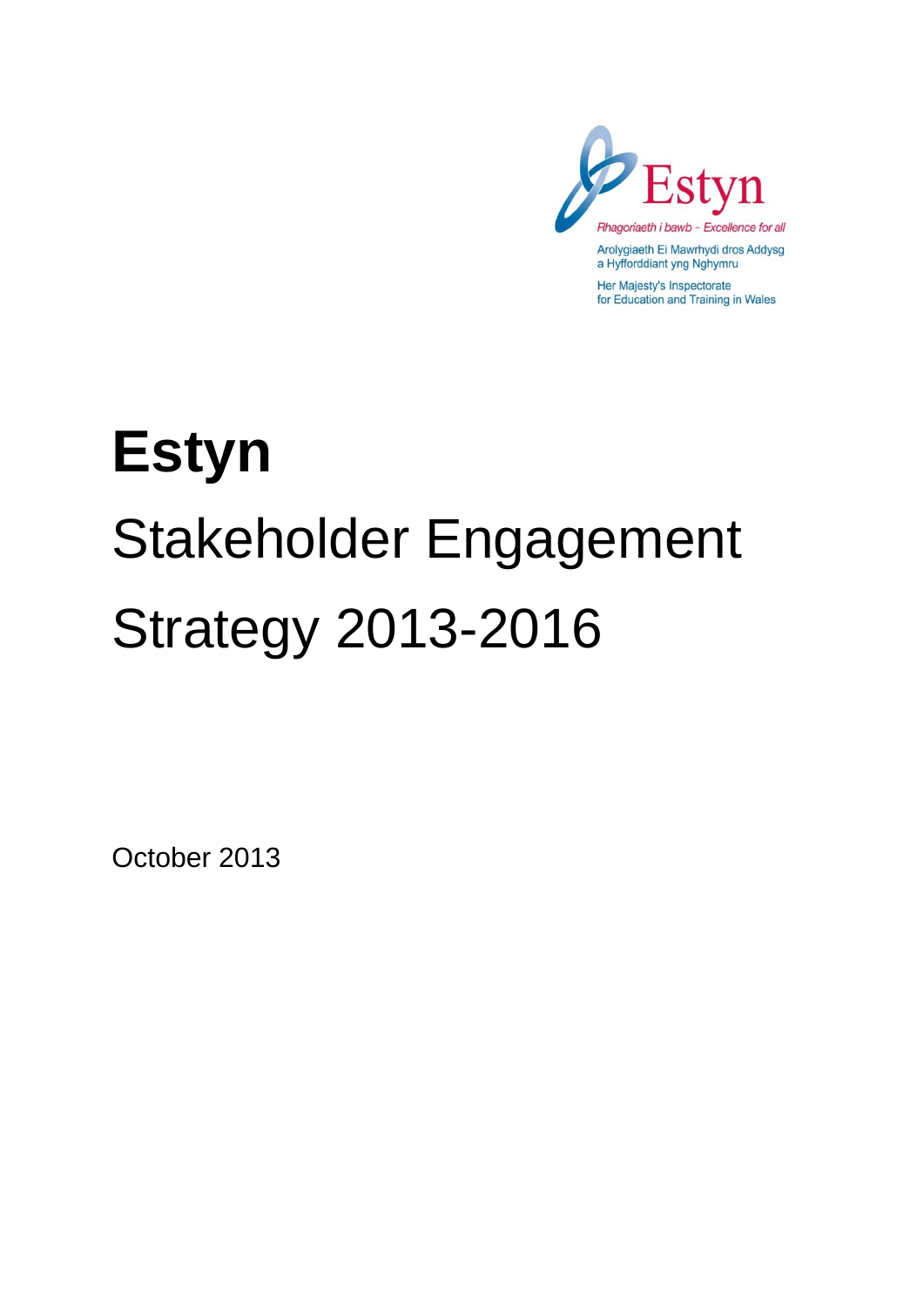Estyn

*Rhagoriaeth i bawb - Excellence for all*

Arolygiaeth Ei Mawrhydi dros Addysg a Hyfforddiant yng Nghymru

Her Majesty's Inspectorate for Education and Training in Wales

# Estyn

## Stakeholder Engagement Strategy 2013-2016

October 2013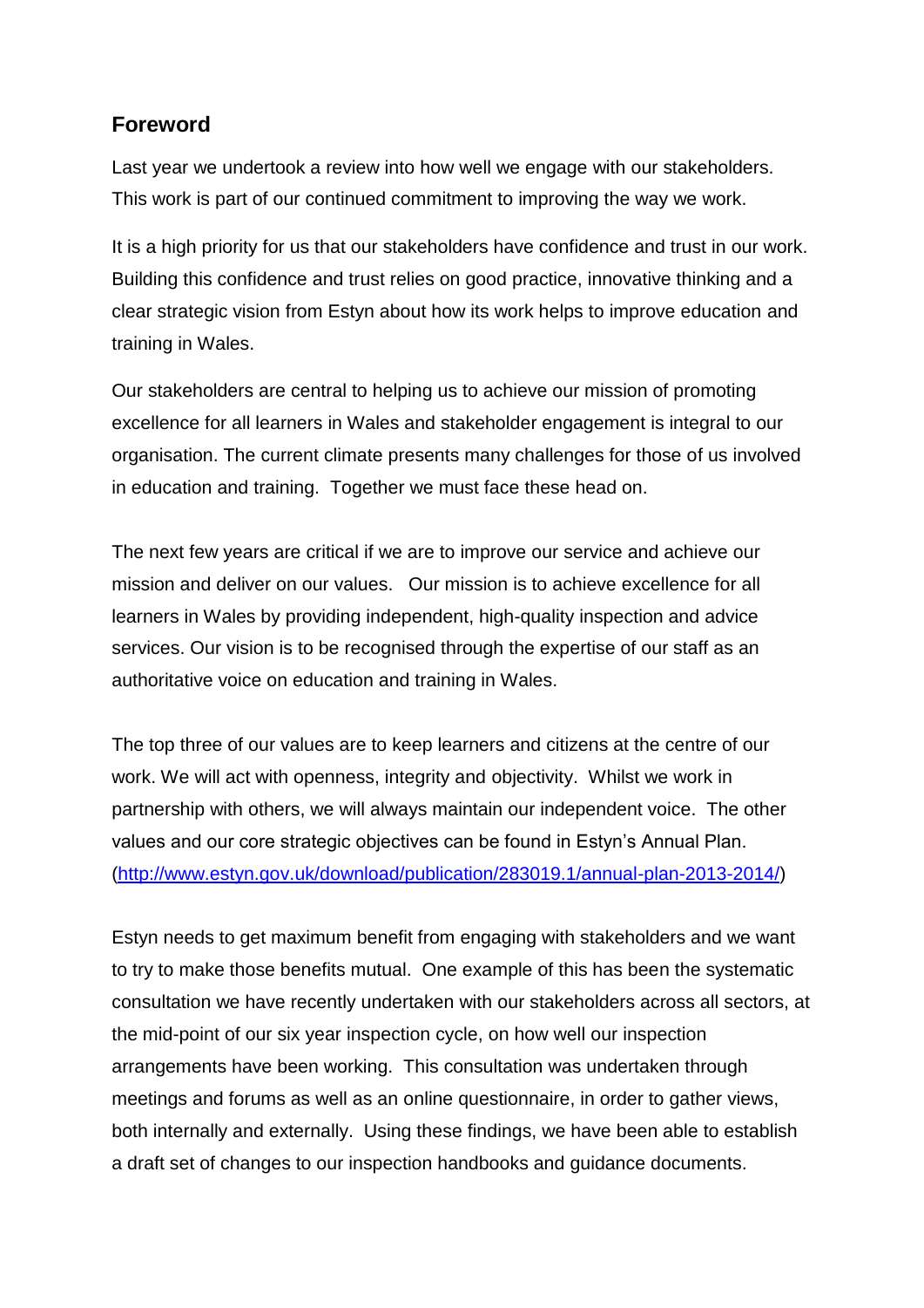## Foreword

Last year we undertook a review into how well we engage with our stakeholders. This work is part of our continued commitment to improving the way we work.

It is a high priority for us that our stakeholders have confidence and trust in our work. Building this confidence and trust relies on good practice, innovative thinking and a clear strategic vision from Estyn about how its work helps to improve education and training in Wales.

Our stakeholders are central to helping us to achieve our mission of promoting excellence for all learners in Wales and stakeholder engagement is integral to our organisation. The current climate presents many challenges for those of us involved in education and training. Together we must face these head on.

The next few years are critical if we are to improve our service and achieve our mission and deliver on our values. Our mission is to achieve excellence for all learners in Wales by providing independent, high-quality inspection and advice services. Our vision is to be recognised through the expertise of our staff as an authoritative voice on education and training in Wales.

The top three of our values are to keep learners and citizens at the centre of our work. We will act with openness, integrity and objectivity. Whilst we work in partnership with others, we will always maintain our independent voice. The other values and our core strategic objectives can be found in Estyn's Annual Plan. ([http://www.estyn.gov.uk/download/publication/283019.1/annual-plan-2013-2014/](http://www.estyn.gov.uk/download/publication/283019.1/annual-plan-2013-2014/))

Estyn needs to get maximum benefit from engaging with stakeholders and we want to try to make those benefits mutual. One example of this has been the systematic consultation we have recently undertaken with our stakeholders across all sectors, at the mid-point of our six year inspection cycle, on how well our inspection arrangements have been working. This consultation was undertaken through meetings and forums as well as an online questionnaire, in order to gather views, both internally and externally. Using these findings, we have been able to establish a draft set of changes to our inspection handbooks and guidance documents.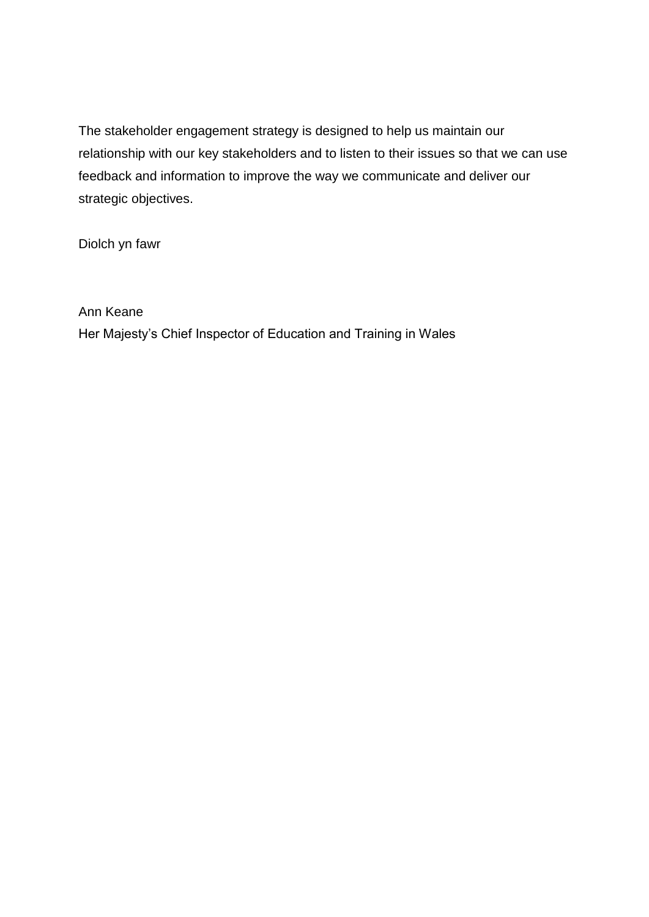The stakeholder engagement strategy is designed to help us maintain our relationship with our key stakeholders and to listen to their issues so that we can use feedback and information to improve the way we communicate and deliver our strategic objectives.

Diolch yn fawr

Ann Keane
Her Majesty’s Chief Inspector of Education and Training in Wales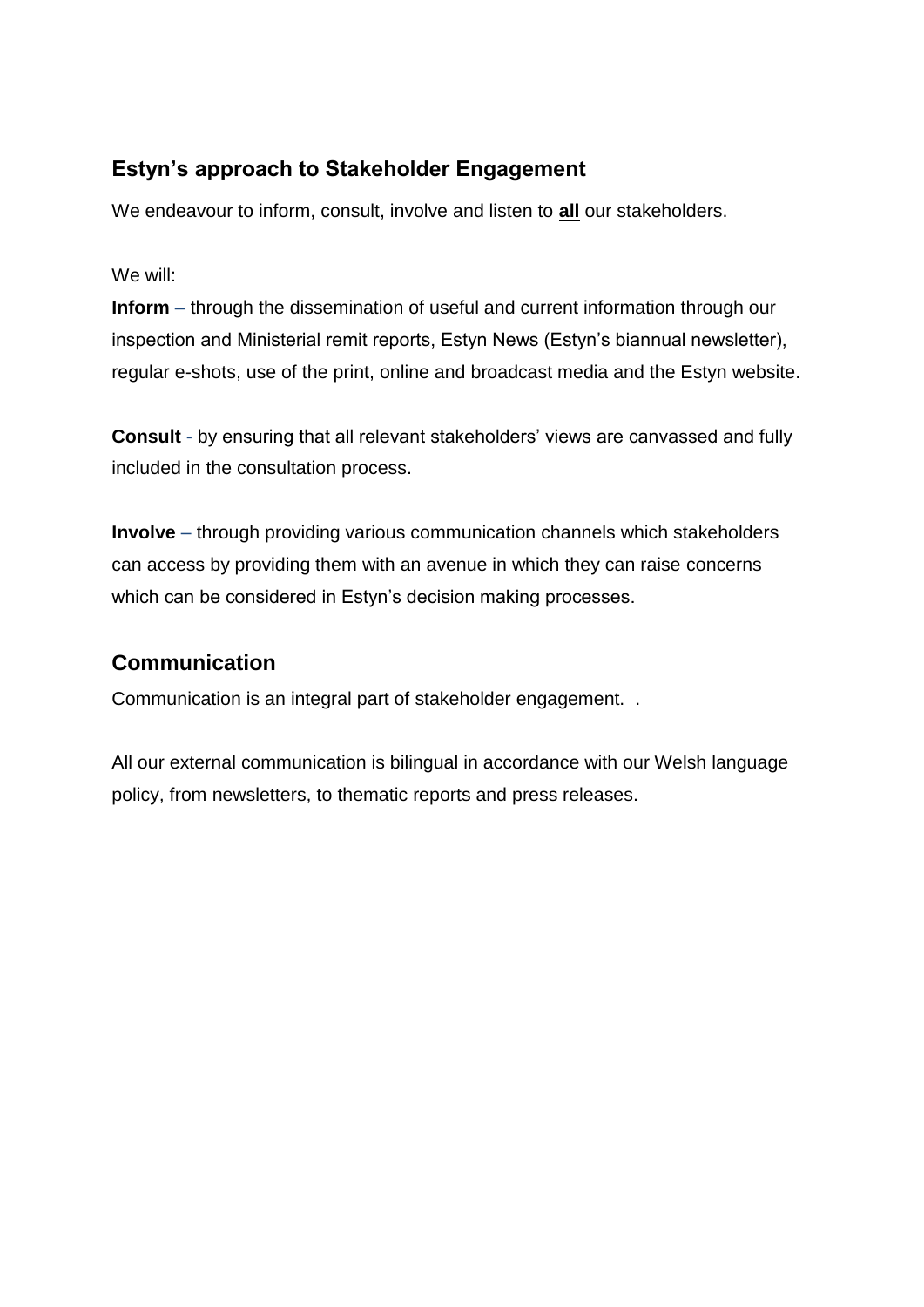## Estyn's approach to Stakeholder Engagement

We endeavour to inform, consult, involve and listen to **all** our stakeholders.

We will:

**Inform** – through the dissemination of useful and current information through our inspection and Ministerial remit reports, Estyn News (Estyn's biannual newsletter), regular e-shots, use of the print, online and broadcast media and the Estyn website.

**Consult** - by ensuring that all relevant stakeholders' views are canvassed and fully included in the consultation process.

**Involve** – through providing various communication channels which stakeholders can access by providing them with an avenue in which they can raise concerns which can be considered in Estyn's decision making processes.

## Communication

Communication is an integral part of stakeholder engagement. .

All our external communication is bilingual in accordance with our Welsh language policy, from newsletters, to thematic reports and press releases.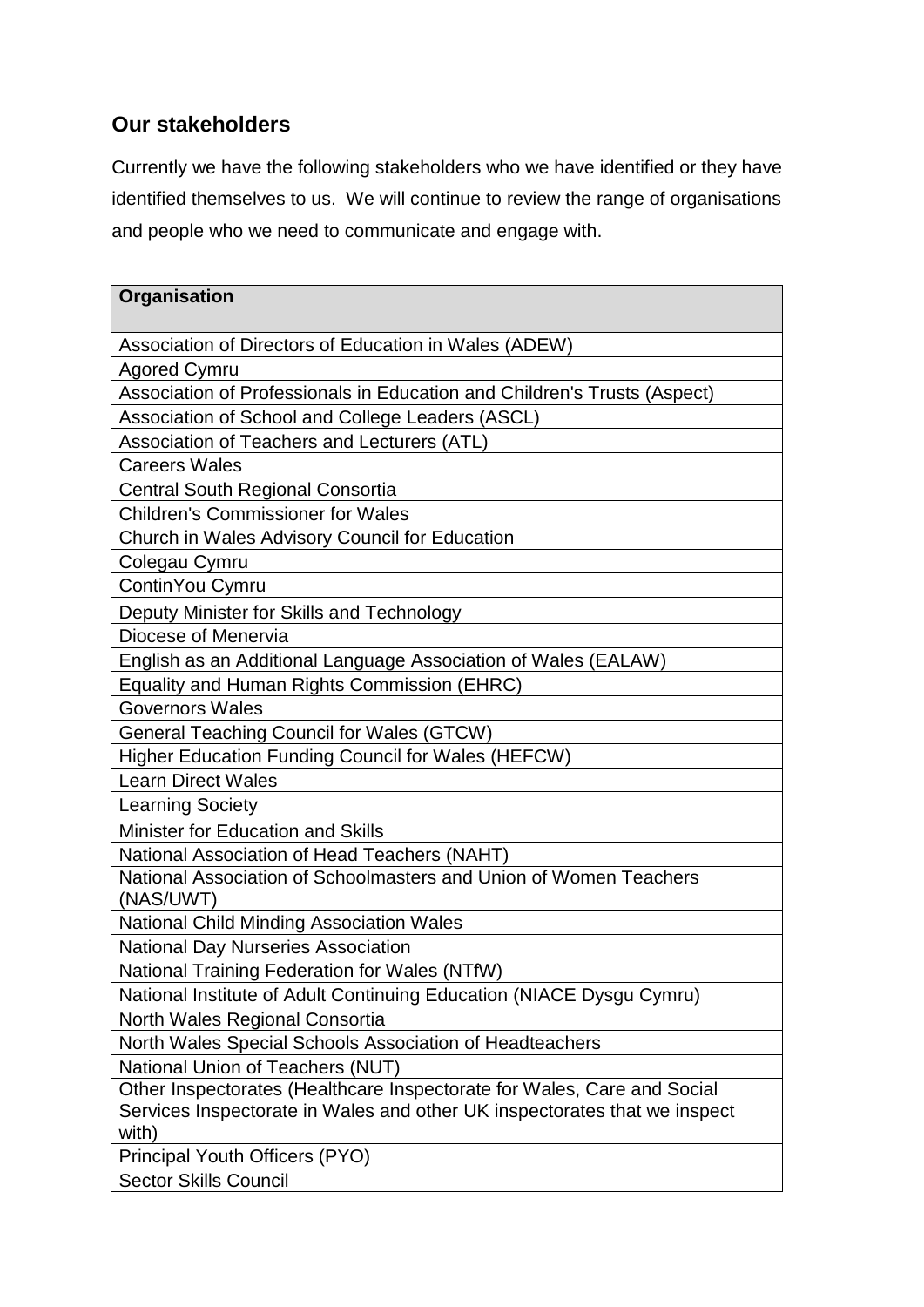## Our stakeholders

Currently we have the following stakeholders who we have identified or they have identified themselves to us. We will continue to review the range of organisations and people who we need to communicate and engage with.

| Organisation |
|---|
| Association of Directors of Education in Wales (ADEW) |
| Agored Cymru |
| Association of Professionals in Education and Children's Trusts (Aspect) |
| Association of School and College Leaders (ASCL) |
| Association of Teachers and Lecturers (ATL) |
| Careers Wales |
| Central South Regional Consortia |
| Children's Commissioner for Wales |
| Church in Wales Advisory Council for Education |
| Colegau Cymru |
| ContinYou Cymru |
| Deputy Minister for Skills and Technology |
| Diocese of Menervia |
| English as an Additional Language Association of Wales (EALAW) |
| Equality and Human Rights Commission (EHRC) |
| Governors Wales |
| General Teaching Council for Wales (GTCW) |
| Higher Education Funding Council for Wales (HEFCW) |
| Learn Direct Wales |
| Learning Society |
| Minister for Education and Skills |
| National Association of Head Teachers (NAHT) |
| National Association of Schoolmasters and Union of Women Teachers (NAS/UWT) |
| National Child Minding Association Wales |
| National Day Nurseries Association |
| National Training Federation for Wales (NTfW) |
| National Institute of Adult Continuing Education (NIACE Dysgu Cymru) |
| North Wales Regional Consortia |
| North Wales Special Schools Association of Headteachers |
| National Union of Teachers (NUT) |
| Other Inspectorates (Healthcare Inspectorate for Wales, Care and Social Services Inspectorate in Wales and other UK inspectorates that we inspect with) |
| Principal Youth Officers (PYO) |
| Sector Skills Council |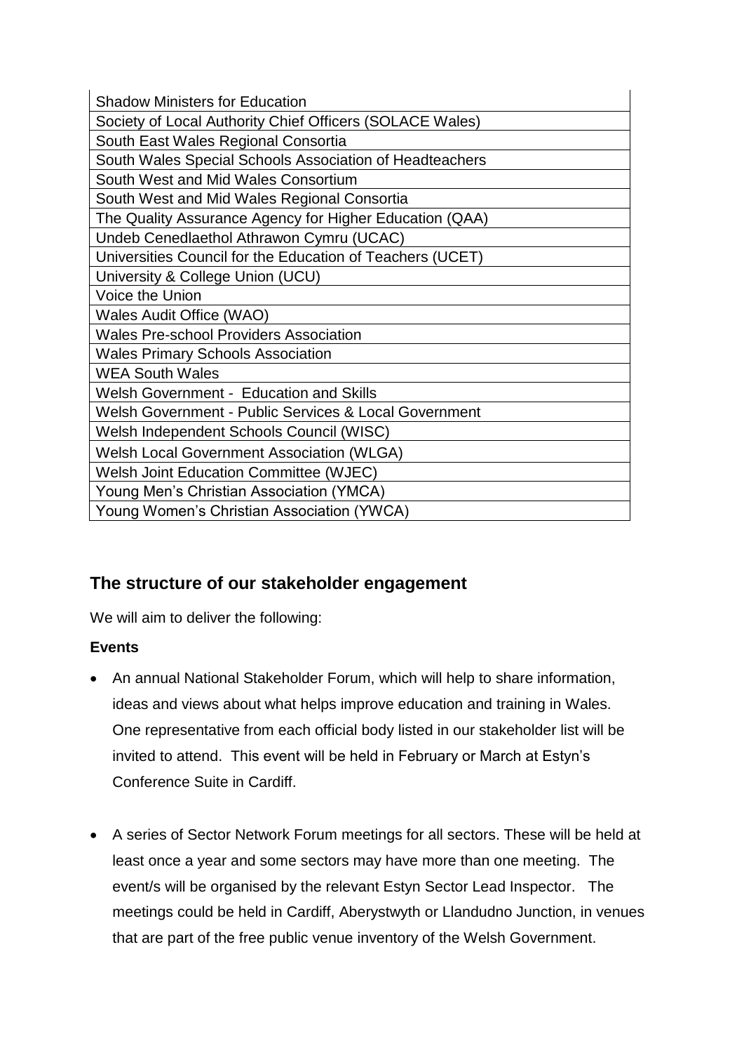| Shadow Ministers for Education |
|---|
| Society of Local Authority Chief Officers (SOLACE Wales) |
| South East Wales Regional Consortia |
| South Wales Special Schools Association of Headteachers |
| South West and Mid Wales Consortium |
| South West and Mid Wales Regional Consortia |
| The Quality Assurance Agency for Higher Education (QAA) |
| Undeb Cenedlaethol Athrawon Cymru (UCAC) |
| Universities Council for the Education of Teachers (UCET) |
| University & College Union (UCU) |
| Voice the Union |
| Wales Audit Office (WAO) |
| Wales Pre-school Providers Association |
| Wales Primary Schools Association |
| WEA South Wales |
| Welsh Government - Education and Skills |
| Welsh Government - Public Services & Local Government |
| Welsh Independent Schools Council (WISC) |
| Welsh Local Government Association (WLGA) |
| Welsh Joint Education Committee (WJEC) |
| Young Men's Christian Association (YMCA) |
| Young Women's Christian Association (YWCA) |

## The structure of our stakeholder engagement

We will aim to deliver the following:

**Events**

- An annual National Stakeholder Forum, which will help to share information, ideas and views about what helps improve education and training in Wales. One representative from each official body listed in our stakeholder list will be invited to attend. This event will be held in February or March at Estyn's Conference Suite in Cardiff.

- A series of Sector Network Forum meetings for all sectors. These will be held at least once a year and some sectors may have more than one meeting. The event/s will be organised by the relevant Estyn Sector Lead Inspector. The meetings could be held in Cardiff, Aberystwyth or Llandudno Junction, in venues that are part of the free public venue inventory of the Welsh Government.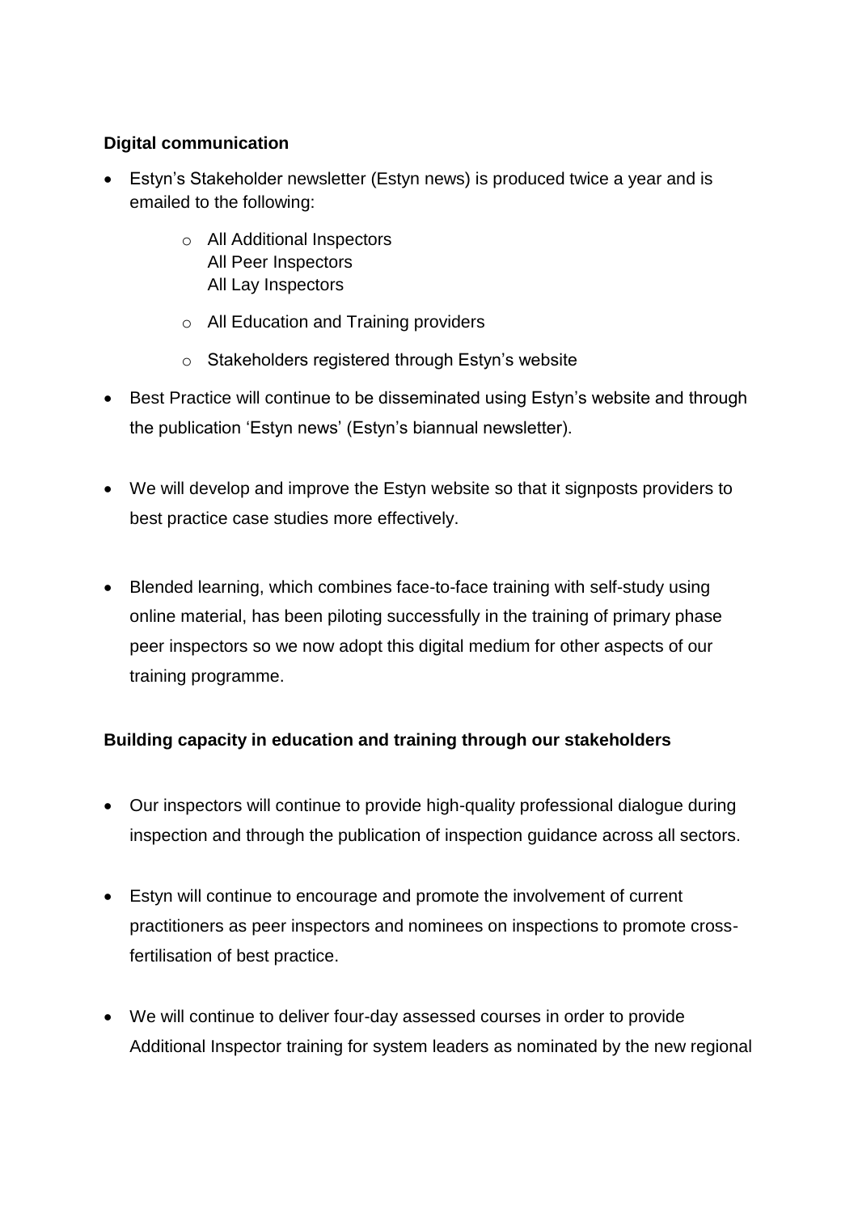**Digital communication**

- Estyn's Stakeholder newsletter (Estyn news) is produced twice a year and is emailed to the following:
    - All Additional Inspectors  
      All Peer Inspectors  
      All Lay Inspectors
    - All Education and Training providers
    - Stakeholders registered through Estyn's website
- Best Practice will continue to be disseminated using Estyn's website and through the publication 'Estyn news' (Estyn's biannual newsletter).
- We will develop and improve the Estyn website so that it signposts providers to best practice case studies more effectively.
- Blended learning, which combines face-to-face training with self-study using online material, has been piloting successfully in the training of primary phase peer inspectors so we now adopt this digital medium for other aspects of our training programme.

**Building capacity in education and training through our stakeholders**

- Our inspectors will continue to provide high-quality professional dialogue during inspection and through the publication of inspection guidance across all sectors.
- Estyn will continue to encourage and promote the involvement of current practitioners as peer inspectors and nominees on inspections to promote cross-fertilisation of best practice.
- We will continue to deliver four-day assessed courses in order to provide Additional Inspector training for system leaders as nominated by the new regional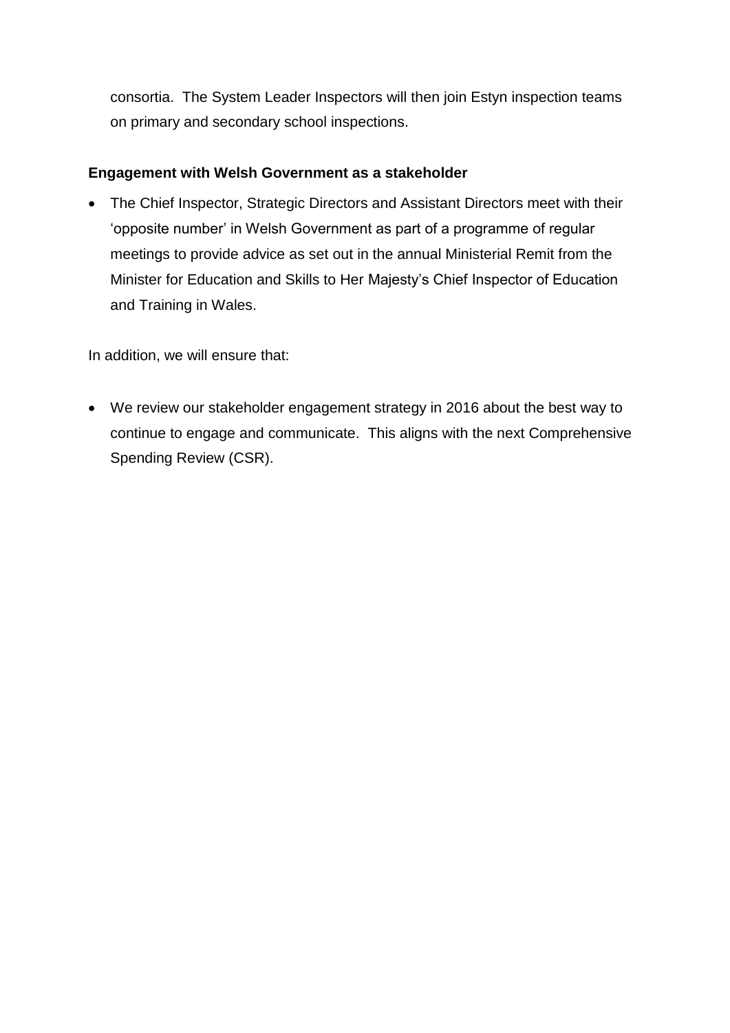consortia. The System Leader Inspectors will then join Estyn inspection teams on primary and secondary school inspections.

**Engagement with Welsh Government as a stakeholder**

- The Chief Inspector, Strategic Directors and Assistant Directors meet with their 'opposite number' in Welsh Government as part of a programme of regular meetings to provide advice as set out in the annual Ministerial Remit from the Minister for Education and Skills to Her Majesty's Chief Inspector of Education and Training in Wales.

In addition, we will ensure that:

- We review our stakeholder engagement strategy in 2016 about the best way to continue to engage and communicate. This aligns with the next Comprehensive Spending Review (CSR).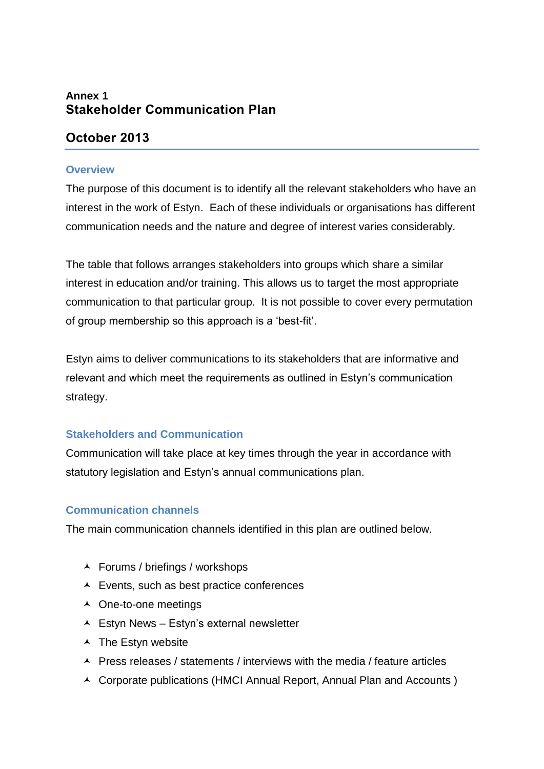**Annex 1**
# Stakeholder Communication Plan

## October 2013

### Overview

The purpose of this document is to identify all the relevant stakeholders who have an interest in the work of Estyn. Each of these individuals or organisations has different communication needs and the nature and degree of interest varies considerably.

The table that follows arranges stakeholders into groups which share a similar interest in education and/or training. This allows us to target the most appropriate communication to that particular group. It is not possible to cover every permutation of group membership so this approach is a 'best-fit'.

Estyn aims to deliver communications to its stakeholders that are informative and relevant and which meet the requirements as outlined in Estyn's communication strategy.

### Stakeholders and Communication

Communication will take place at key times through the year in accordance with statutory legislation and Estyn's annual communications plan.

### Communication channels

The main communication channels identified in this plan are outlined below.

- Forums / briefings / workshops
- Events, such as best practice conferences
- One-to-one meetings
- Estyn News – Estyn's external newsletter
- The Estyn website
- Press releases / statements / interviews with the media / feature articles
- Corporate publications (HMCI Annual Report, Annual Plan and Accounts )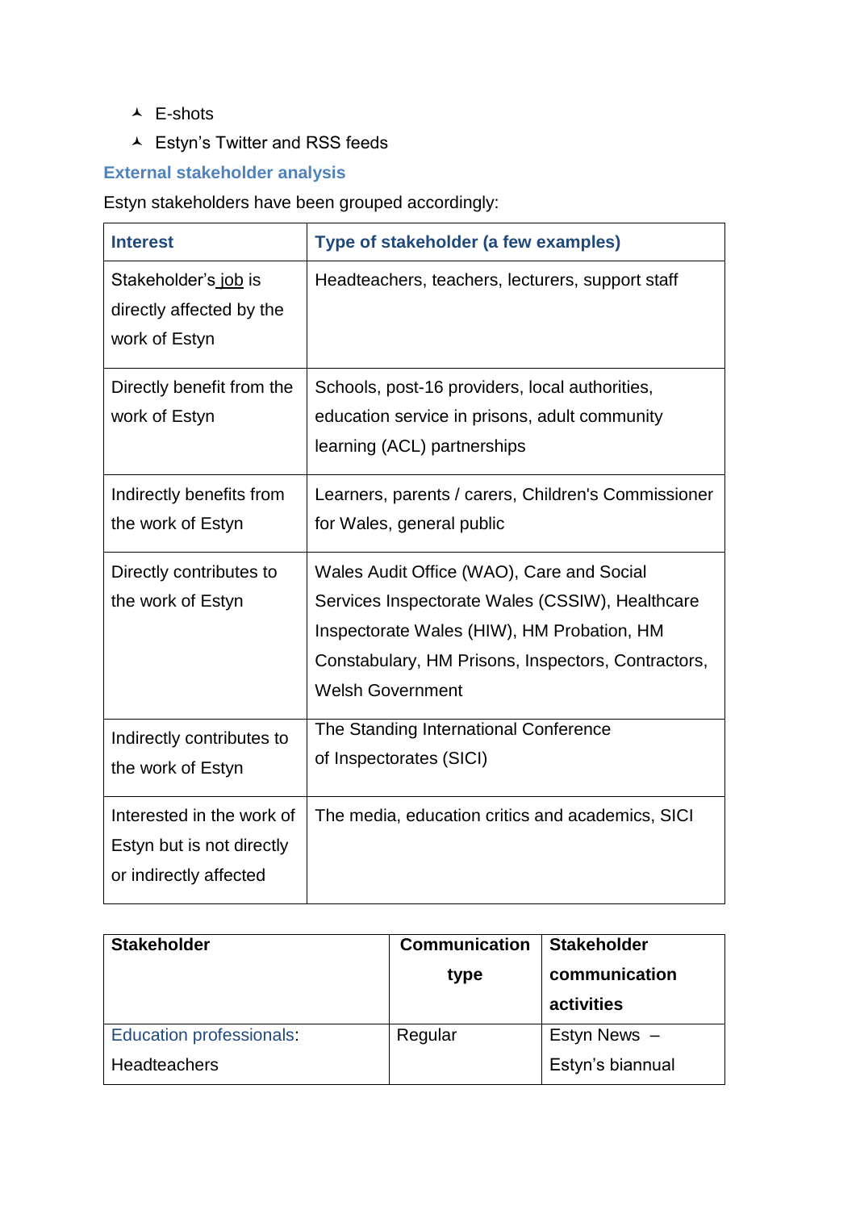- E-shots
- Estyn's Twitter and RSS feeds

### External stakeholder analysis

Estyn stakeholders have been grouped accordingly:

| Interest | Type of stakeholder (a few examples) |
|---|---|
| Stakeholder's job is directly affected by the work of Estyn | Headteachers, teachers, lecturers, support staff |
| Directly benefit from the work of Estyn | Schools, post-16 providers, local authorities, education service in prisons, adult community learning (ACL) partnerships |
| Indirectly benefits from the work of Estyn | Learners, parents / carers, Children's Commissioner for Wales, general public |
| Directly contributes to the work of Estyn | Wales Audit Office (WAO), Care and Social Services Inspectorate Wales (CSSIW), Healthcare Inspectorate Wales (HIW), HM Probation, HM Constabulary, HM Prisons, Inspectors, Contractors, Welsh Government |
| Indirectly contributes to the work of Estyn | The Standing International Conference of Inspectorates (SICI) |
| Interested in the work of Estyn but is not directly or indirectly affected | The media, education critics and academics, SICI |

| Stakeholder | Communication type | Stakeholder communication activities |
|---|---|---|
| Education professionals: Headteachers | Regular | Estyn News – Estyn's biannual |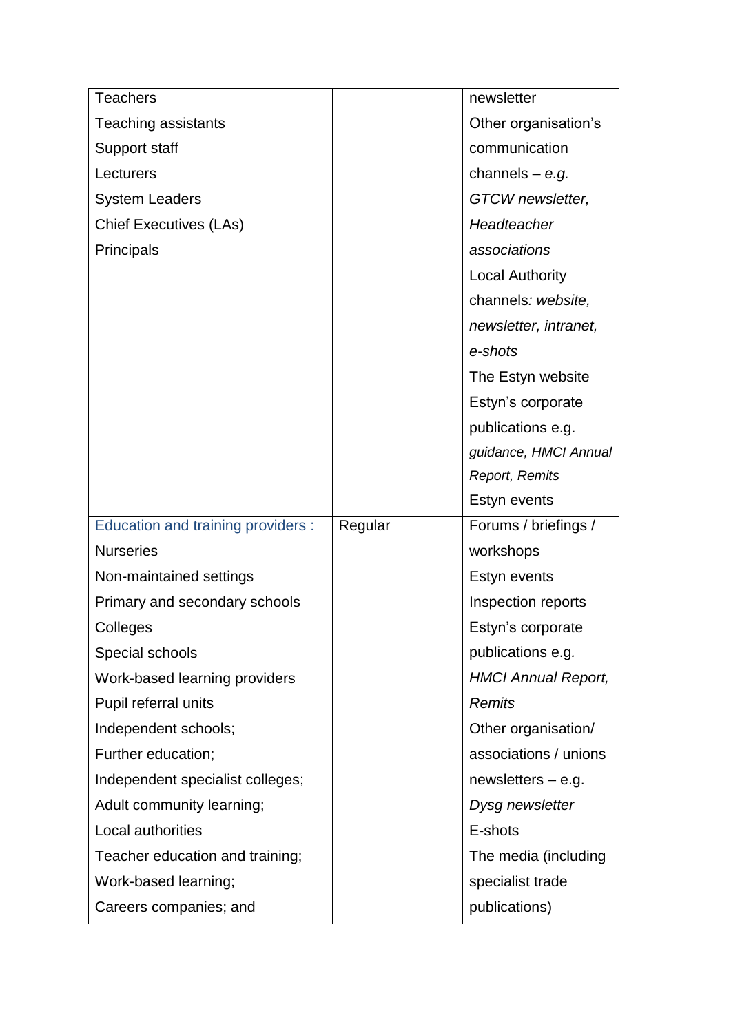| | | |
|---|---|---|
| Teachers<br>Teaching assistants<br>Support staff<br>Lecturers<br>System Leaders<br>Chief Executives (LAs)<br>Principals | | newsletter<br>Other organisation's communication channels – *e.g. GTCW newsletter, Headteacher associations*<br>Local Authority channels*: website, newsletter, intranet, e-shots*<br>The Estyn website<br>Estyn's corporate publications e.g. *guidance, HMCI Annual Report, Remits*<br>Estyn events |
| Education and training providers :<br>Nurseries<br>Non-maintained settings<br>Primary and secondary schools<br>Colleges<br>Special schools<br>Work-based learning providers<br>Pupil referral units<br>Independent schools;<br>Further education;<br>Independent specialist colleges;<br>Adult community learning;<br>Local authorities<br>Teacher education and training;<br>Work-based learning;<br>Careers companies; and | Regular | Forums / briefings / workshops<br>Estyn events<br>Inspection reports<br>Estyn's corporate publications e.g. *HMCI Annual Report, Remits*<br>Other organisation/ associations / unions newsletters – e.g. *Dysg newsletter*<br>E-shots<br>The media (including specialist trade publications) |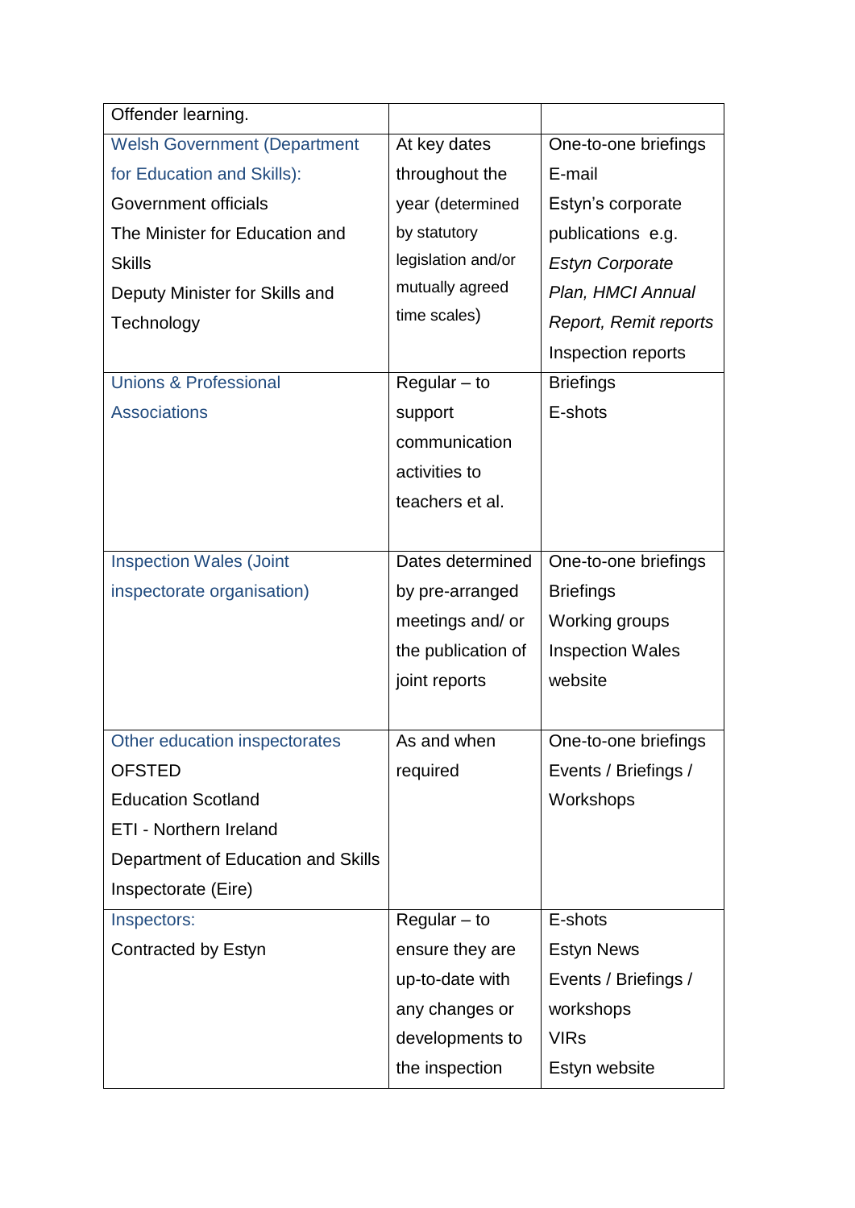| | | |
|---|---|---|
| Offender learning. | | |
| Welsh Government (Department for Education and Skills):<br>Government officials<br>The Minister for Education and Skills<br>Deputy Minister for Skills and Technology | At key dates throughout the year (determined by statutory legislation and/or mutually agreed time scales) | One-to-one briefings<br>E-mail<br>Estyn's corporate publications e.g. *Estyn Corporate Plan, HMCI Annual Report, Remit reports*<br>Inspection reports |
| Unions & Professional Associations | Regular – to support communication activities to teachers et al. | Briefings<br>E-shots |
| Inspection Wales (Joint inspectorate organisation) | Dates determined by pre-arranged meetings and/ or the publication of joint reports | One-to-one briefings<br>Briefings<br>Working groups<br>Inspection Wales website |
| Other education inspectorates<br>OFSTED<br>Education Scotland<br>ETI - Northern Ireland<br>Department of Education and Skills Inspectorate (Eire) | As and when required | One-to-one briefings<br>Events / Briefings / Workshops |
| Inspectors:<br>Contracted by Estyn | Regular – to ensure they are up-to-date with any changes or developments to the inspection | E-shots<br>Estyn News<br>Events / Briefings / workshops<br>VIRs<br>Estyn website |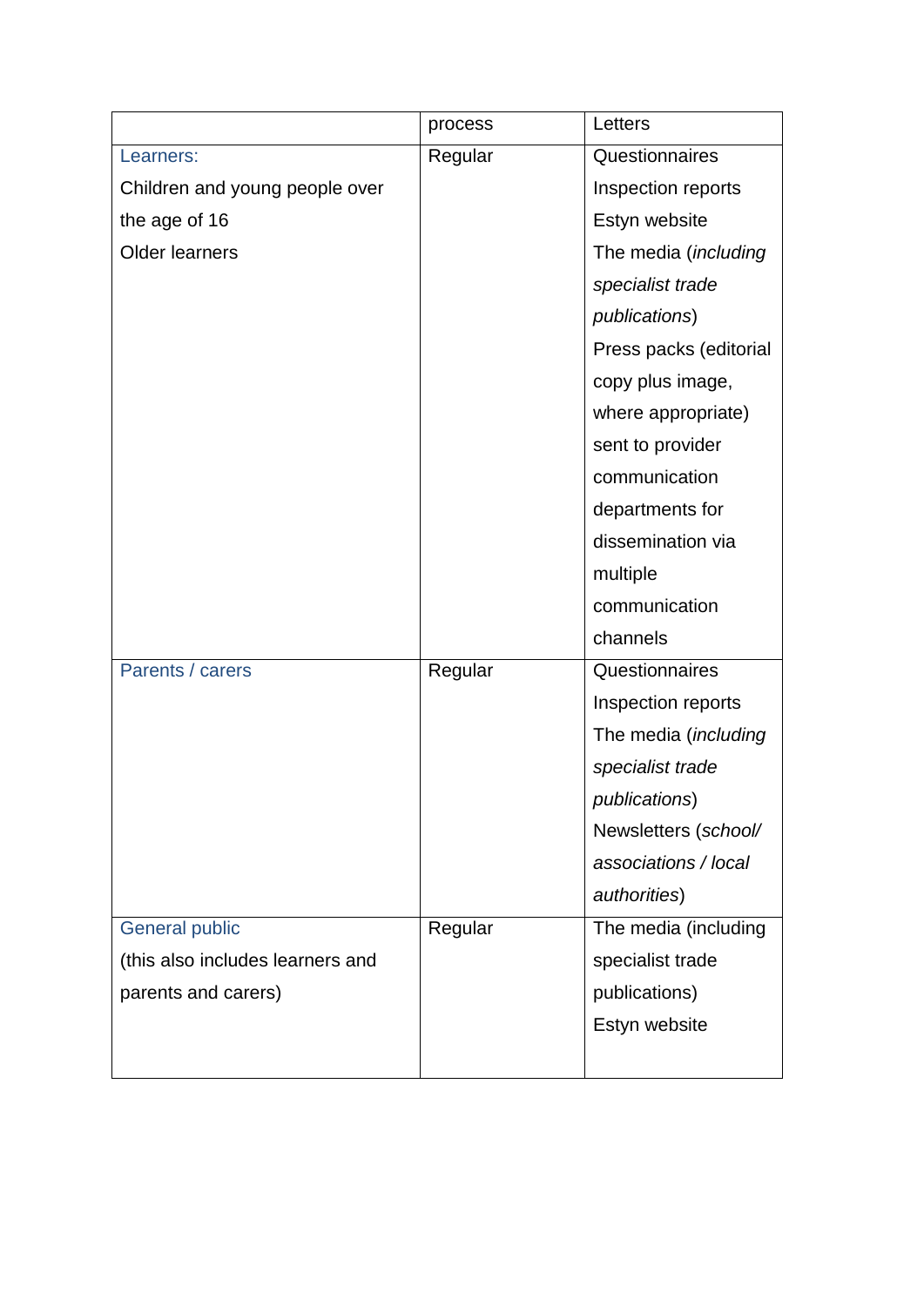| | | |
|---|---|---|
| | process | Letters |
| Learners:<br>Children and young people over the age of 16<br>Older learners | Regular | Questionnaires<br>Inspection reports<br>Estyn website<br>The media (*including specialist trade publications*)<br>Press packs (editorial copy plus image, where appropriate) sent to provider communication departments for dissemination via multiple communication channels |
| Parents / carers | Regular | Questionnaires<br>Inspection reports<br>The media (*including specialist trade publications*)<br>Newsletters (*school/ associations / local authorities*) |
| General public<br>(this also includes learners and parents and carers) | Regular | The media (including specialist trade publications)<br>Estyn website |